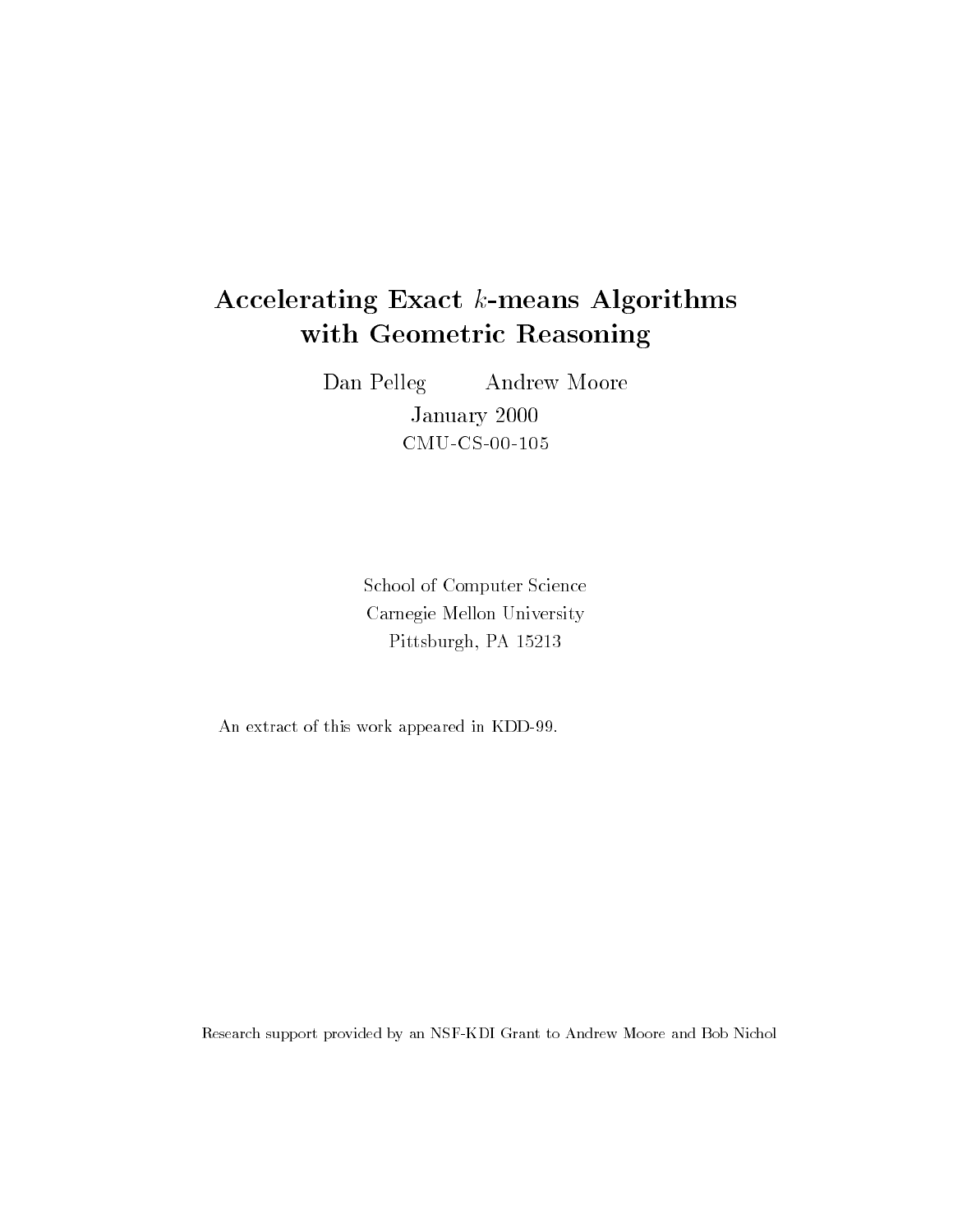# Accelerating Exact $k$-means Algorithms with Geometric Reasoning

Dan Pelleg    Andrew Moore

January 2000

CMU-CS-00-105

School of Computer Science
Carnegie Mellon University
Pittsburgh, PA 15213

An extract of this work appeared in KDD-99.

Research support provided by an NSF-KDI Grant to Andrew Moore and Bob Nichol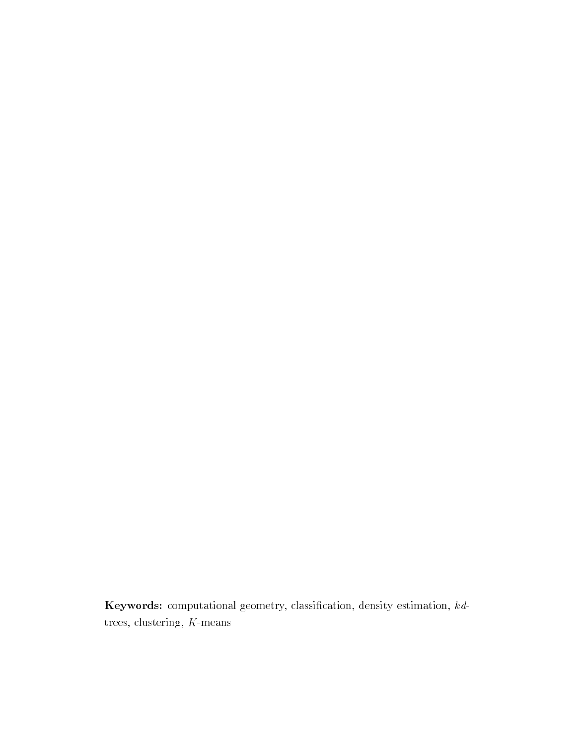**Keywords:** computational geometry, classification, density estimation, *kd*-trees, clustering, $K$-means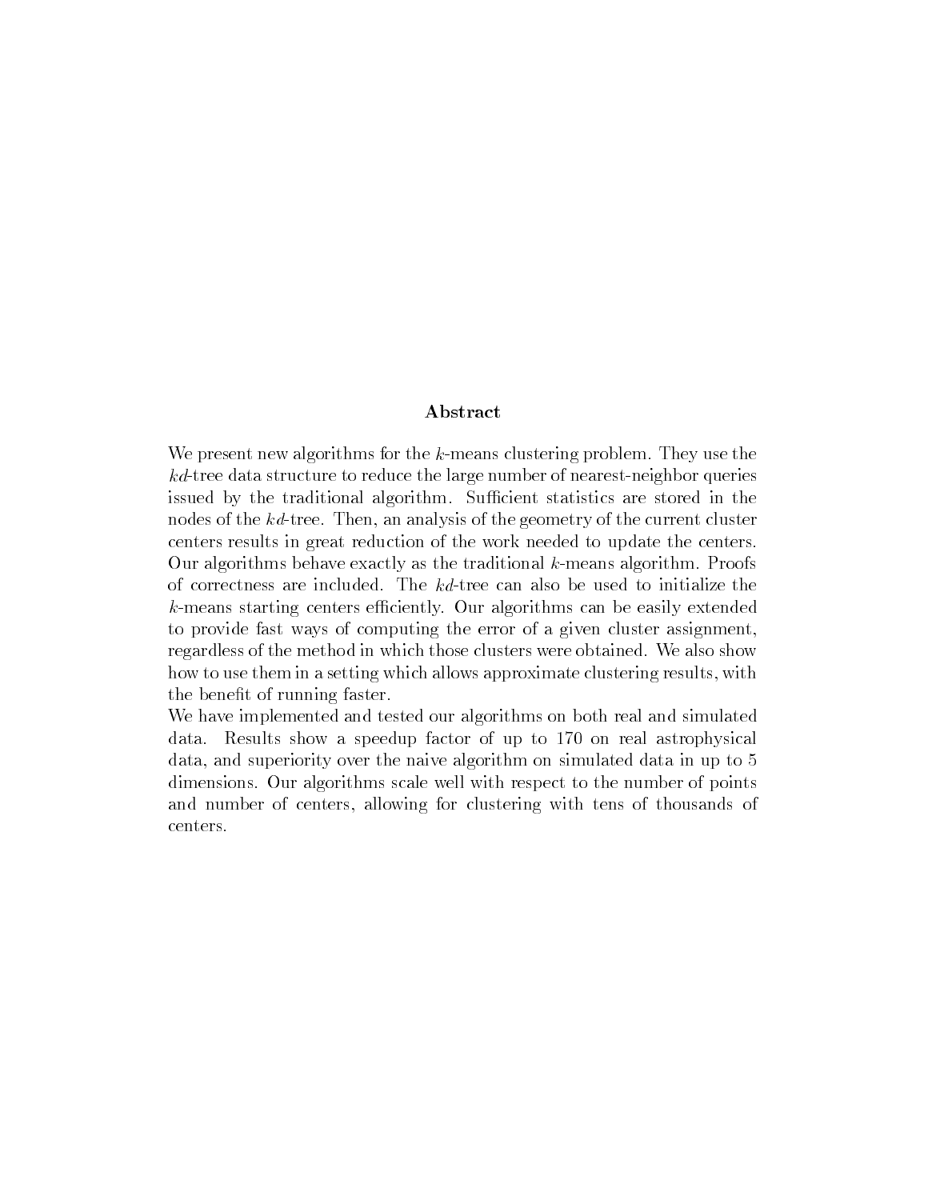## Abstract

We present new algorithms for the $k$-means clustering problem. They use the $kd$-tree data structure to reduce the large number of nearest-neighbor queries issued by the traditional algorithm. Sufficient statistics are stored in the nodes of the $kd$-tree. Then, an analysis of the geometry of the current cluster centers results in great reduction of the work needed to update the centers. Our algorithms behave exactly as the traditional $k$-means algorithm. Proofs of correctness are included. The $kd$-tree can also be used to initialize the $k$-means starting centers efficiently. Our algorithms can be easily extended to provide fast ways of computing the error of a given cluster assignment, regardless of the method in which those clusters were obtained. We also show how to use them in a setting which allows approximate clustering results, with the benefit of running faster.

We have implemented and tested our algorithms on both real and simulated data. Results show a speedup factor of up to 170 on real astrophysical data, and superiority over the naive algorithm on simulated data in up to 5 dimensions. Our algorithms scale well with respect to the number of points and number of centers, allowing for clustering with tens of thousands of centers.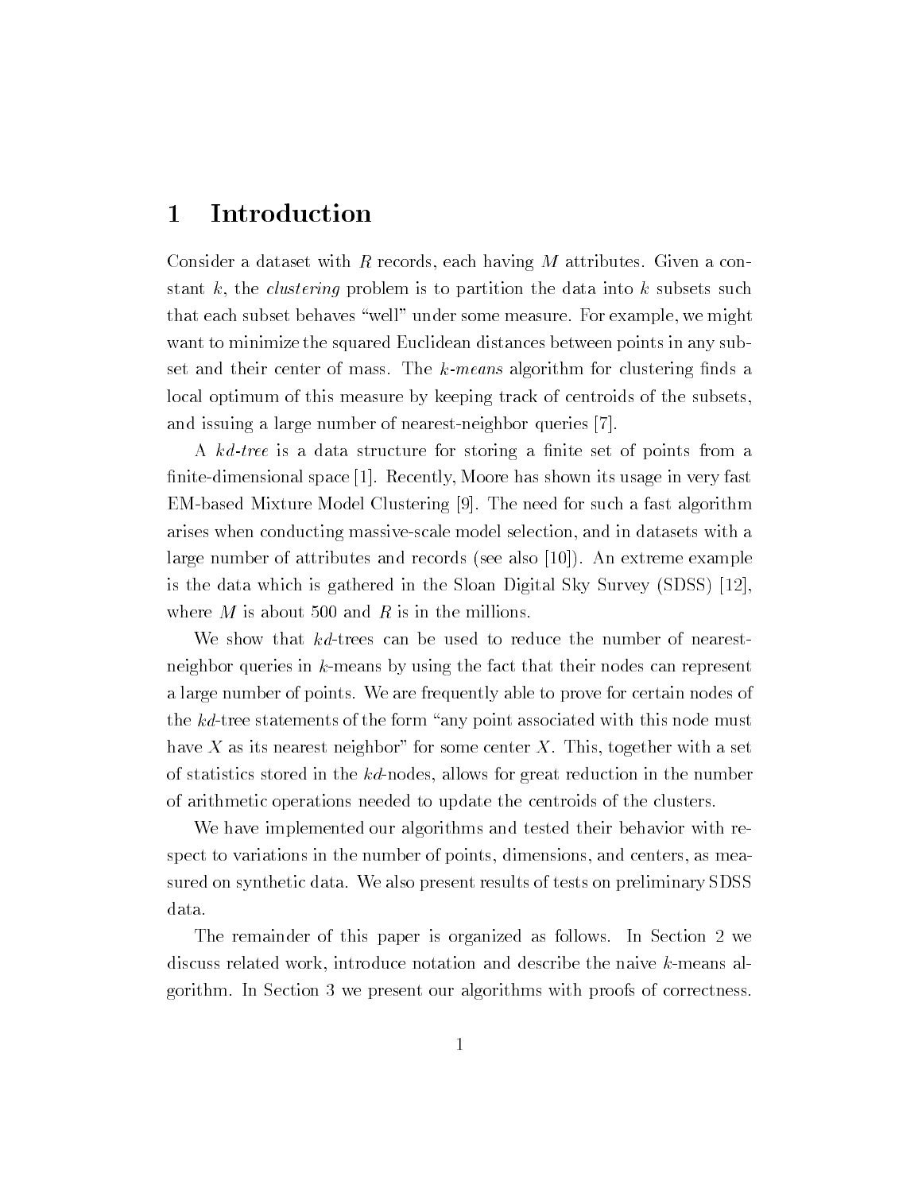# 1 Introduction

Consider a dataset with $R$ records, each having $M$ attributes. Given a constant $k$, the *clustering* problem is to partition the data into $k$ subsets such that each subset behaves "well" under some measure. For example, we might want to minimize the squared Euclidean distances between points in any subset and their center of mass. The *k-means* algorithm for clustering finds a local optimum of this measure by keeping track of centroids of the subsets, and issuing a large number of nearest-neighbor queries [7].

A *kd-tree* is a data structure for storing a finite set of points from a finite-dimensional space [1]. Recently, Moore has shown its usage in very fast EM-based Mixture Model Clustering [9]. The need for such a fast algorithm arises when conducting massive-scale model selection, and in datasets with a large number of attributes and records (see also [10]). An extreme example is the data which is gathered in the Sloan Digital Sky Survey (SDSS) [12], where $M$ is about 500 and $R$ is in the millions.

We show that *kd*-trees can be used to reduce the number of nearest-neighbor queries in $k$-means by using the fact that their nodes can represent a large number of points. We are frequently able to prove for certain nodes of the *kd*-tree statements of the form "any point associated with this node must have $X$ as its nearest neighbor" for some center $X$. This, together with a set of statistics stored in the *kd*-nodes, allows for great reduction in the number of arithmetic operations needed to update the centroids of the clusters.

We have implemented our algorithms and tested their behavior with respect to variations in the number of points, dimensions, and centers, as measured on synthetic data. We also present results of tests on preliminary SDSS data.

The remainder of this paper is organized as follows. In Section 2 we discuss related work, introduce notation and describe the naive $k$-means algorithm. In Section 3 we present our algorithms with proofs of correctness.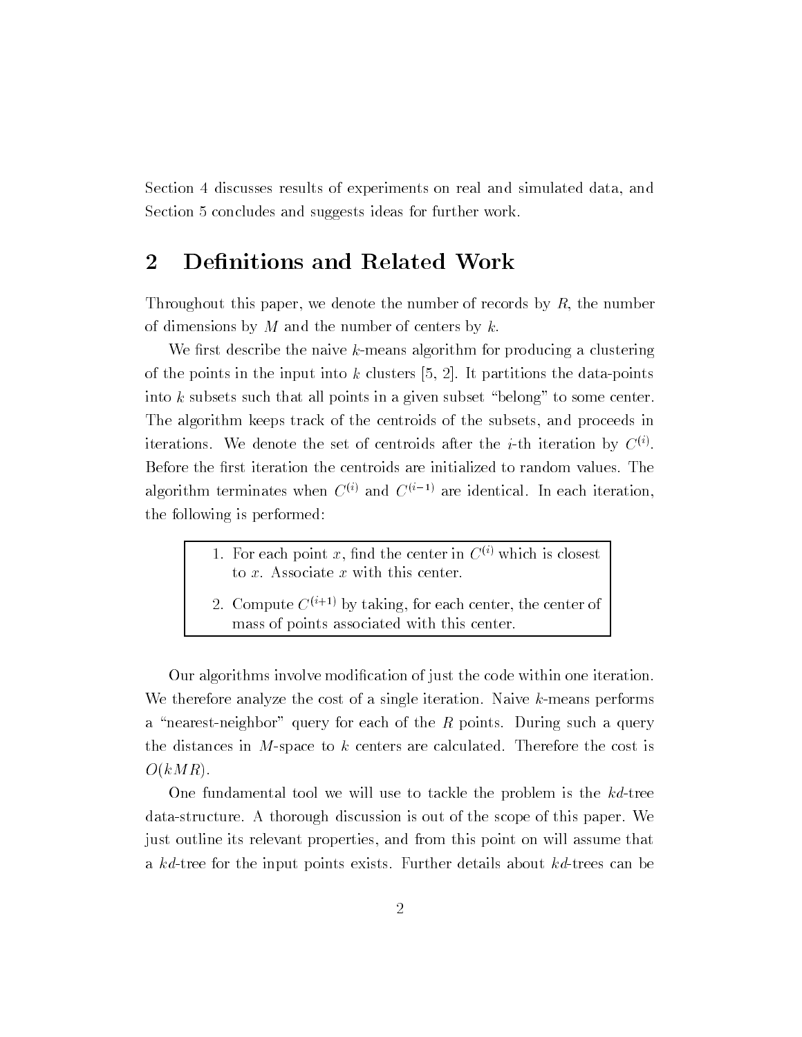Section 4 discusses results of experiments on real and simulated data, and Section 5 concludes and suggests ideas for further work.

## 2 Definitions and Related Work

Throughout this paper, we denote the number of records by $R$, the number of dimensions by $M$ and the number of centers by $k$.

We first describe the naive $k$-means algorithm for producing a clustering of the points in the input into $k$ clusters [5, 2]. It partitions the data-points into $k$ subsets such that all points in a given subset "belong" to some center. The algorithm keeps track of the centroids of the subsets, and proceeds in iterations. We denote the set of centroids after the $i$-th iteration by $C^{(i)}$. Before the first iteration the centroids are initialized to random values. The algorithm terminates when $C^{(i)}$ and $C^{(i-1)}$ are identical. In each iteration, the following is performed:

1. For each point $x$, find the center in $C^{(i)}$ which is closest to $x$. Associate $x$ with this center.
2. Compute $C^{(i+1)}$ by taking, for each center, the center of mass of points associated with this center.

Our algorithms involve modification of just the code within one iteration. We therefore analyze the cost of a single iteration. Naive $k$-means performs a "nearest-neighbor" query for each of the $R$ points. During such a query the distances in $M$-space to $k$ centers are calculated. Therefore the cost is $O(kMR)$.

One fundamental tool we will use to tackle the problem is the $kd$-tree data-structure. A thorough discussion is out of the scope of this paper. We just outline its relevant properties, and from this point on will assume that a $kd$-tree for the input points exists. Further details about $kd$-trees can be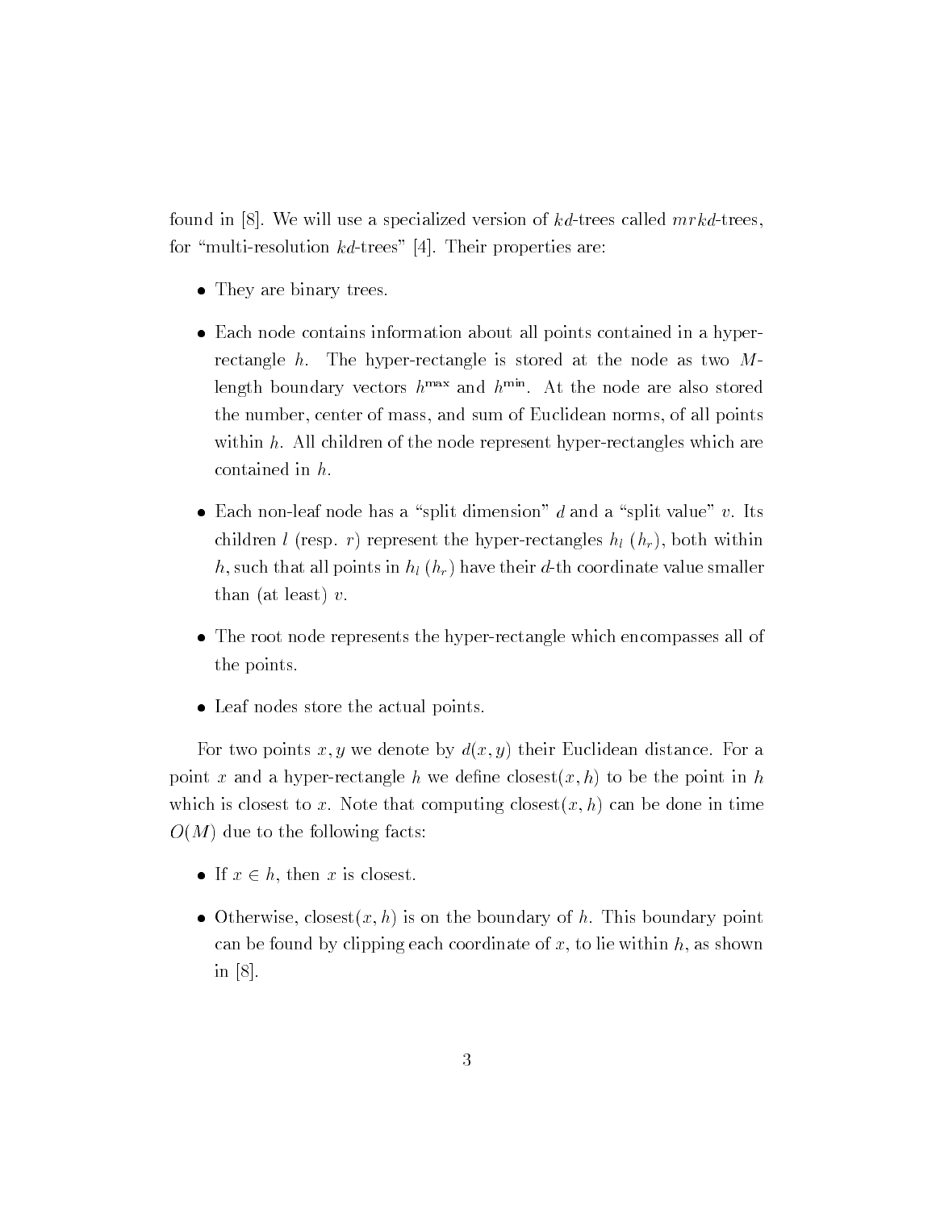found in [8]. We will use a specialized version of $kd$-trees called $mrkd$-trees, for "multi-resolution $kd$-trees" [4]. Their properties are:

- They are binary trees.
- Each node contains information about all points contained in a hyper-rectangle $h$. The hyper-rectangle is stored at the node as two $M$-length boundary vectors $h^{\max}$ and $h^{\min}$. At the node are also stored the number, center of mass, and sum of Euclidean norms, of all points within $h$. All children of the node represent hyper-rectangles which are contained in $h$.
- Each non-leaf node has a "split dimension" $d$ and a "split value" $v$. Its children $l$ (resp. $r$) represent the hyper-rectangles $h_l$ ($h_r$), both within $h$, such that all points in $h_l$ ($h_r$) have their $d$-th coordinate value smaller than (at least) $v$.
- The root node represents the hyper-rectangle which encompasses all of the points.
- Leaf nodes store the actual points.

For two points $x, y$ we denote by $d(x, y)$ their Euclidean distance. For a point $x$ and a hyper-rectangle $h$ we define $\text{closest}(x, h)$ to be the point in $h$ which is closest to $x$. Note that computing $\text{closest}(x, h)$ can be done in time $O(M)$ due to the following facts:

- If $x \in h$, then $x$ is closest.
- Otherwise, $\text{closest}(x, h)$ is on the boundary of $h$. This boundary point can be found by clipping each coordinate of $x$, to lie within $h$, as shown in [8].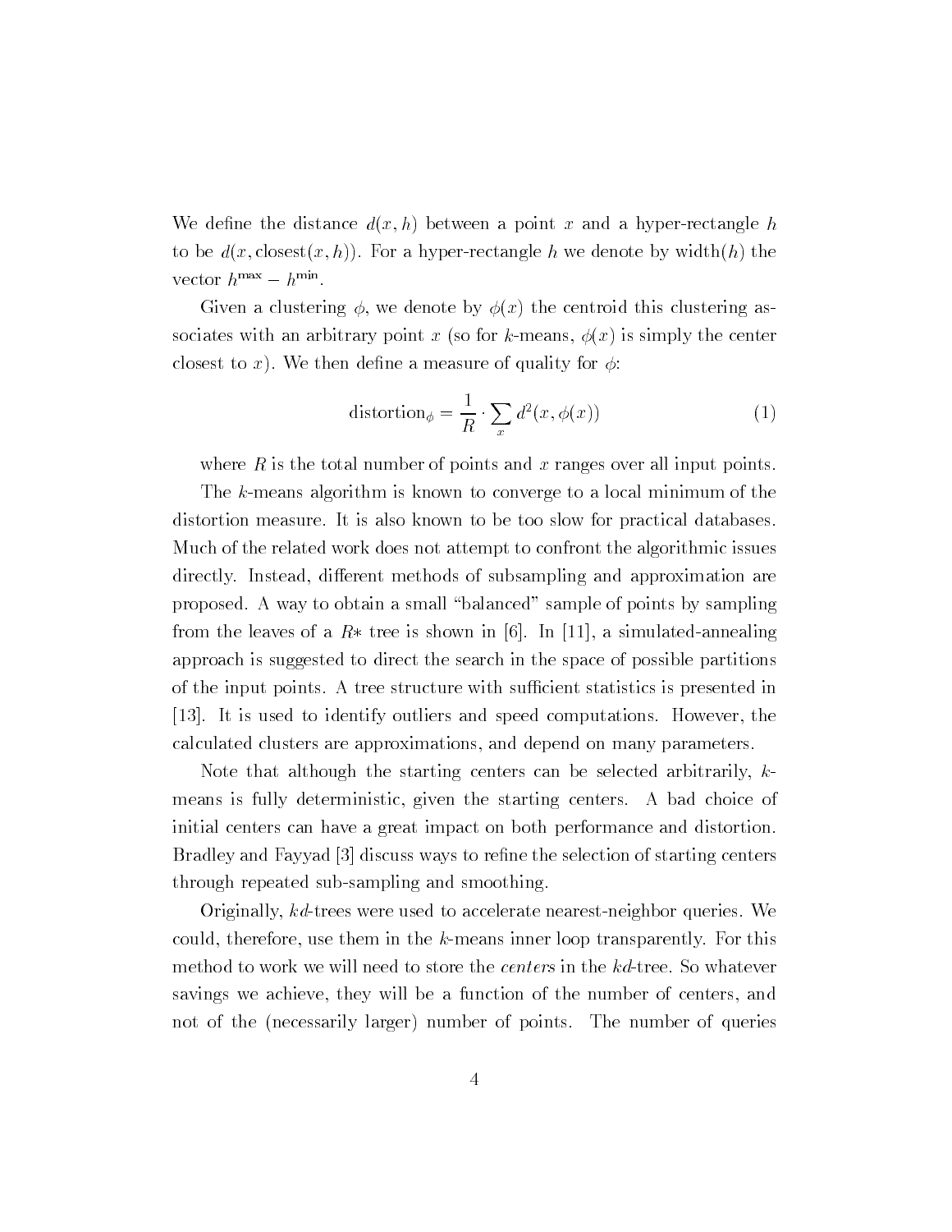We define the distance $d(x, h)$ between a point $x$ and a hyper-rectangle $h$ to be $d(x, \text{closest}(x, h))$. For a hyper-rectangle $h$ we denote by $\text{width}(h)$ the vector $h^{\max} - h^{\min}$.

Given a clustering $\phi$, we denote by $\phi(x)$ the centroid this clustering associates with an arbitrary point $x$ (so for $k$-means, $\phi(x)$ is simply the center closest to $x$). We then define a measure of quality for $\phi$:

$$\text{distortion}_\phi = \frac{1}{R} \cdot \sum_x d^2(x, \phi(x)) \tag{1}$$

where $R$ is the total number of points and $x$ ranges over all input points.

The $k$-means algorithm is known to converge to a local minimum of the distortion measure. It is also known to be too slow for practical databases. Much of the related work does not attempt to confront the algorithmic issues directly. Instead, different methods of subsampling and approximation are proposed. A way to obtain a small "balanced" sample of points by sampling from the leaves of a $R*$ tree is shown in [6]. In [11], a simulated-annealing approach is suggested to direct the search in the space of possible partitions of the input points. A tree structure with sufficient statistics is presented in [13]. It is used to identify outliers and speed computations. However, the calculated clusters are approximations, and depend on many parameters.

Note that although the starting centers can be selected arbitrarily, $k$-means is fully deterministic, given the starting centers. A bad choice of initial centers can have a great impact on both performance and distortion. Bradley and Fayyad [3] discuss ways to refine the selection of starting centers through repeated sub-sampling and smoothing.

Originally, $kd$-trees were used to accelerate nearest-neighbor queries. We could, therefore, use them in the $k$-means inner loop transparently. For this method to work we will need to store the *centers* in the $kd$-tree. So whatever savings we achieve, they will be a function of the number of centers, and not of the (necessarily larger) number of points. The number of queries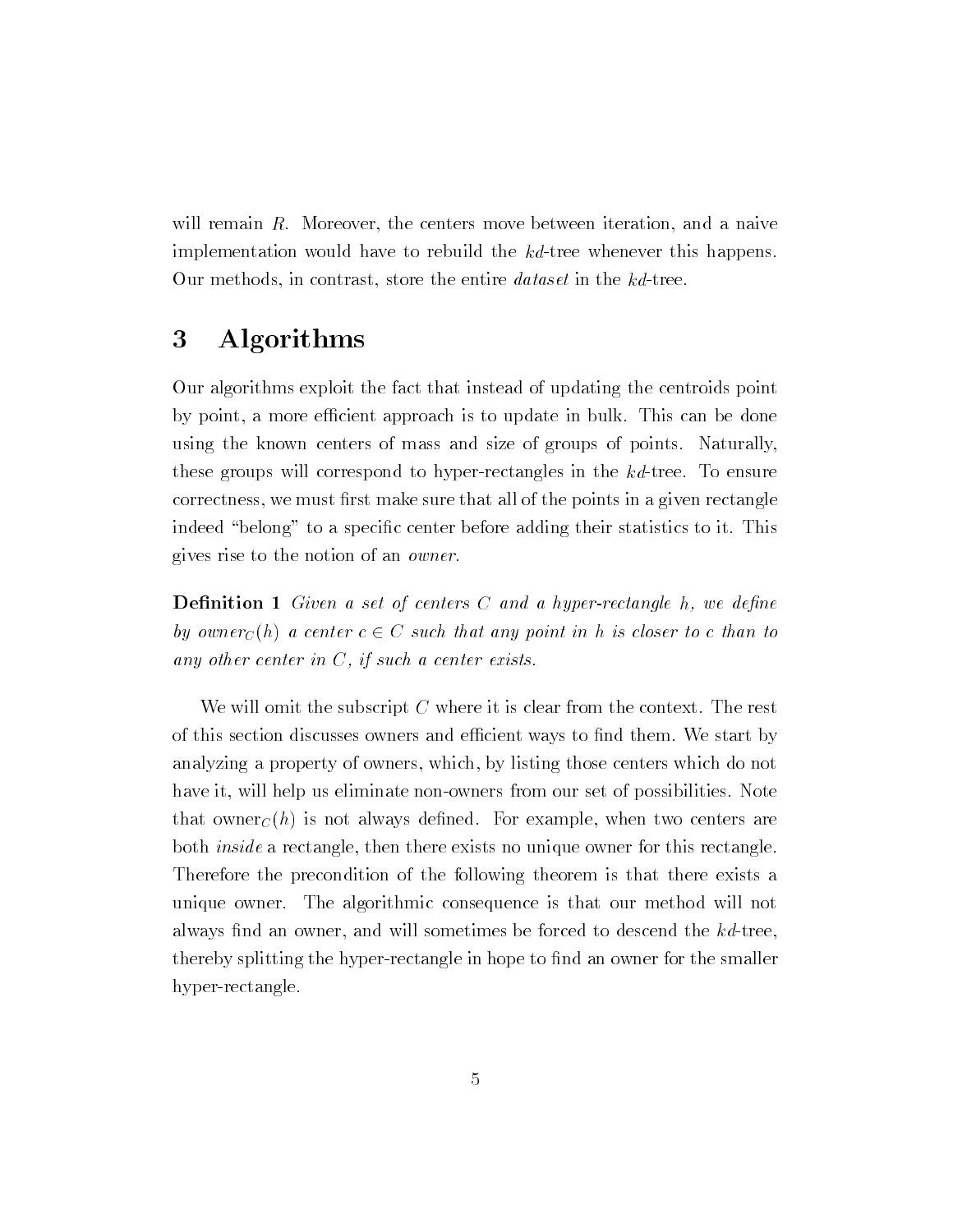will remain $R$. Moreover, the centers move between iteration, and a naive implementation would have to rebuild the $kd$-tree whenever this happens. Our methods, in contrast, store the entire *dataset* in the $kd$-tree.

# 3 Algorithms

Our algorithms exploit the fact that instead of updating the centroids point by point, a more efficient approach is to update in bulk. This can be done using the known centers of mass and size of groups of points. Naturally, these groups will correspond to hyper-rectangles in the $kd$-tree. To ensure correctness, we must first make sure that all of the points in a given rectangle indeed "belong" to a specific center before adding their statistics to it. This gives rise to the notion of an *owner*.

**Definition 1** *Given a set of centers $C$ and a hyper-rectangle $h$, we define by $\text{owner}_C(h)$ a center $c \in C$ such that any point in $h$ is closer to $c$ than to any other center in $C$, if such a center exists.*

We will omit the subscript $C$ where it is clear from the context. The rest of this section discusses owners and efficient ways to find them. We start by analyzing a property of owners, which, by listing those centers which do not have it, will help us eliminate non-owners from our set of possibilities. Note that $\text{owner}_C(h)$ is not always defined. For example, when two centers are both *inside* a rectangle, then there exists no unique owner for this rectangle. Therefore the precondition of the following theorem is that there exists a unique owner. The algorithmic consequence is that our method will not always find an owner, and will sometimes be forced to descend the $kd$-tree, thereby splitting the hyper-rectangle in hope to find an owner for the smaller hyper-rectangle.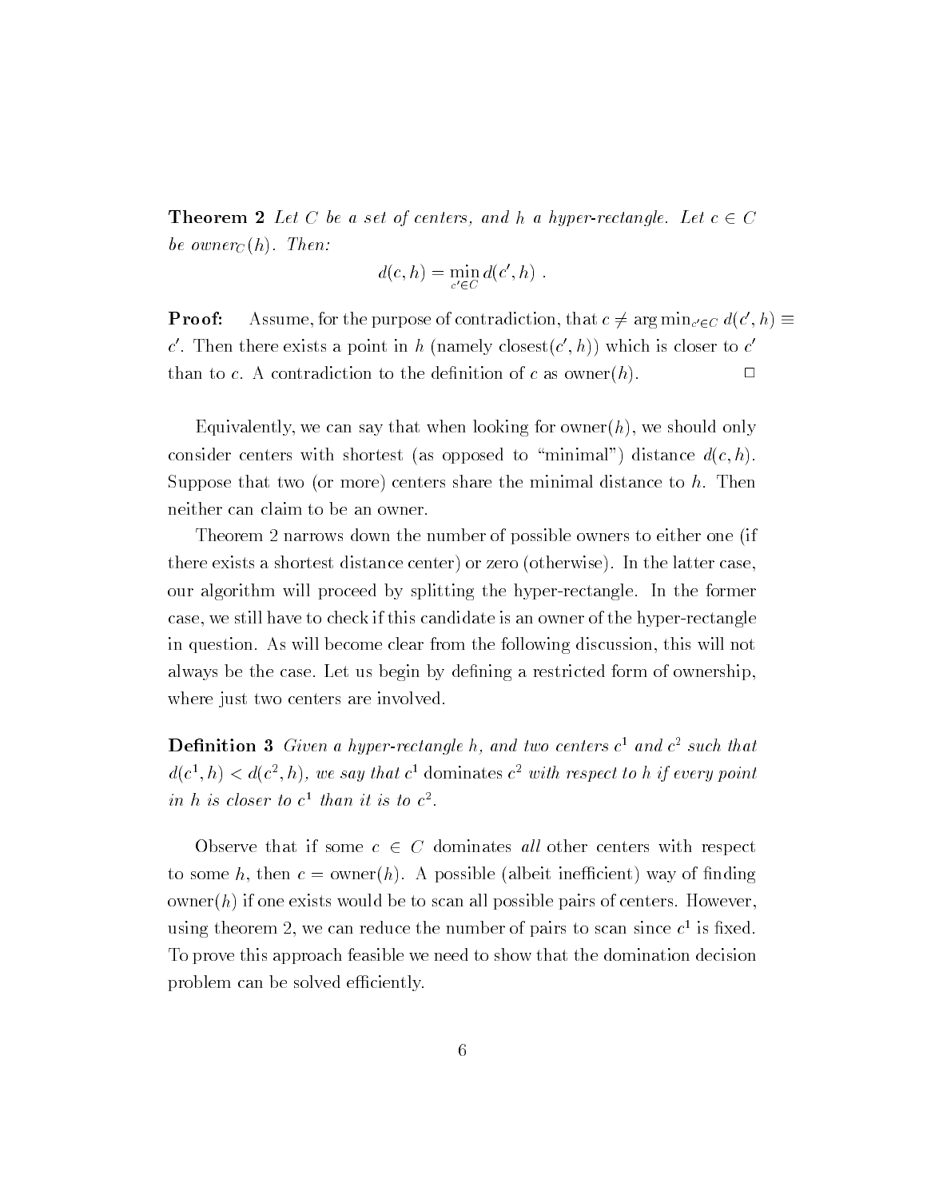**Theorem 2** *Let $C$ be a set of centers, and $h$ a hyper-rectangle. Let $c \in C$ be owner$_C(h)$. Then:*

$$d(c, h) = \min_{c' \in C} d(c', h) \ .$$

**Proof:** Assume, for the purpose of contradiction, that $c \neq \arg\min_{c' \in C} d(c', h) \equiv c'$. Then there exists a point in $h$ (namely closest$(c', h)$) which is closer to $c'$ than to $c$. A contradiction to the definition of $c$ as owner$(h)$. □

Equivalently, we can say that when looking for owner$(h)$, we should only consider centers with shortest (as opposed to "minimal") distance $d(c, h)$. Suppose that two (or more) centers share the minimal distance to $h$. Then neither can claim to be an owner.

Theorem 2 narrows down the number of possible owners to either one (if there exists a shortest distance center) or zero (otherwise). In the latter case, our algorithm will proceed by splitting the hyper-rectangle. In the former case, we still have to check if this candidate is an owner of the hyper-rectangle in question. As will become clear from the following discussion, this will not always be the case. Let us begin by defining a restricted form of ownership, where just two centers are involved.

**Definition 3** *Given a hyper-rectangle $h$, and two centers $c^1$ and $c^2$ such that $d(c^1, h) < d(c^2, h)$, we say that $c^1$* dominates *$c^2$ with respect to $h$ if every point in $h$ is closer to $c^1$ than it is to $c^2$.*

Observe that if some $c \in C$ dominates *all* other centers with respect to some $h$, then $c = $ owner$(h)$. A possible (albeit inefficient) way of finding owner$(h)$ if one exists would be to scan all possible pairs of centers. However, using theorem 2, we can reduce the number of pairs to scan since $c^1$ is fixed. To prove this approach feasible we need to show that the domination decision problem can be solved efficiently.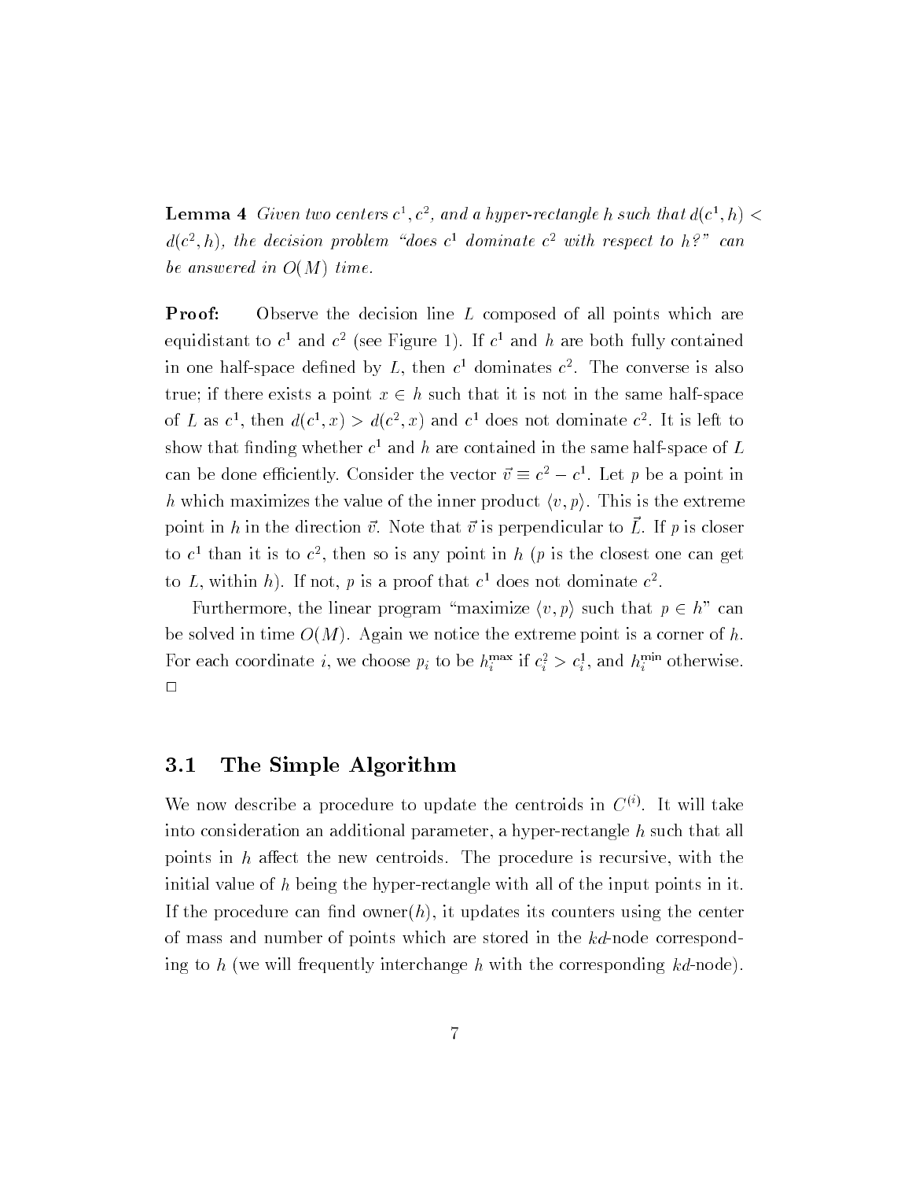**Lemma 4** *Given two centers $c^1, c^2$, and a hyper-rectangle $h$ such that $d(c^1, h) < d(c^2, h)$, the decision problem "does $c^1$ dominate $c^2$ with respect to $h$?" can be answered in $O(M)$ time.*

**Proof:** Observe the decision line $L$ composed of all points which are equidistant to $c^1$ and $c^2$ (see Figure 1). If $c^1$ and $h$ are both fully contained in one half-space defined by $L$, then $c^1$ dominates $c^2$. The converse is also true; if there exists a point $x \in h$ such that it is not in the same half-space of $L$ as $c^1$, then $d(c^1, x) > d(c^2, x)$ and $c^1$ does not dominate $c^2$. It is left to show that finding whether $c^1$ and $h$ are contained in the same half-space of $L$ can be done efficiently. Consider the vector $\vec{v} \equiv c^2 - c^1$. Let $p$ be a point in $h$ which maximizes the value of the inner product $\langle v, p \rangle$. This is the extreme point in $h$ in the direction $\vec{v}$. Note that $\vec{v}$ is perpendicular to $\vec{L}$. If $p$ is closer to $c^1$ than it is to $c^2$, then so is any point in $h$ ($p$ is the closest one can get to $L$, within $h$). If not, $p$ is a proof that $c^1$ does not dominate $c^2$.

Furthermore, the linear program "maximize $\langle v, p \rangle$ such that $p \in h$" can be solved in time $O(M)$. Again we notice the extreme point is a corner of $h$. For each coordinate $i$, we choose $p_i$ to be $h_i^{\max}$ if $c_i^2 > c_i^1$, and $h_i^{\min}$ otherwise. $\square$

## 3.1 The Simple Algorithm

We now describe a procedure to update the centroids in $C^{(i)}$. It will take into consideration an additional parameter, a hyper-rectangle $h$ such that all points in $h$ affect the new centroids. The procedure is recursive, with the initial value of $h$ being the hyper-rectangle with all of the input points in it. If the procedure can find owner($h$), it updates its counters using the center of mass and number of points which are stored in the *kd*-node corresponding to $h$ (we will frequently interchange $h$ with the corresponding *kd*-node).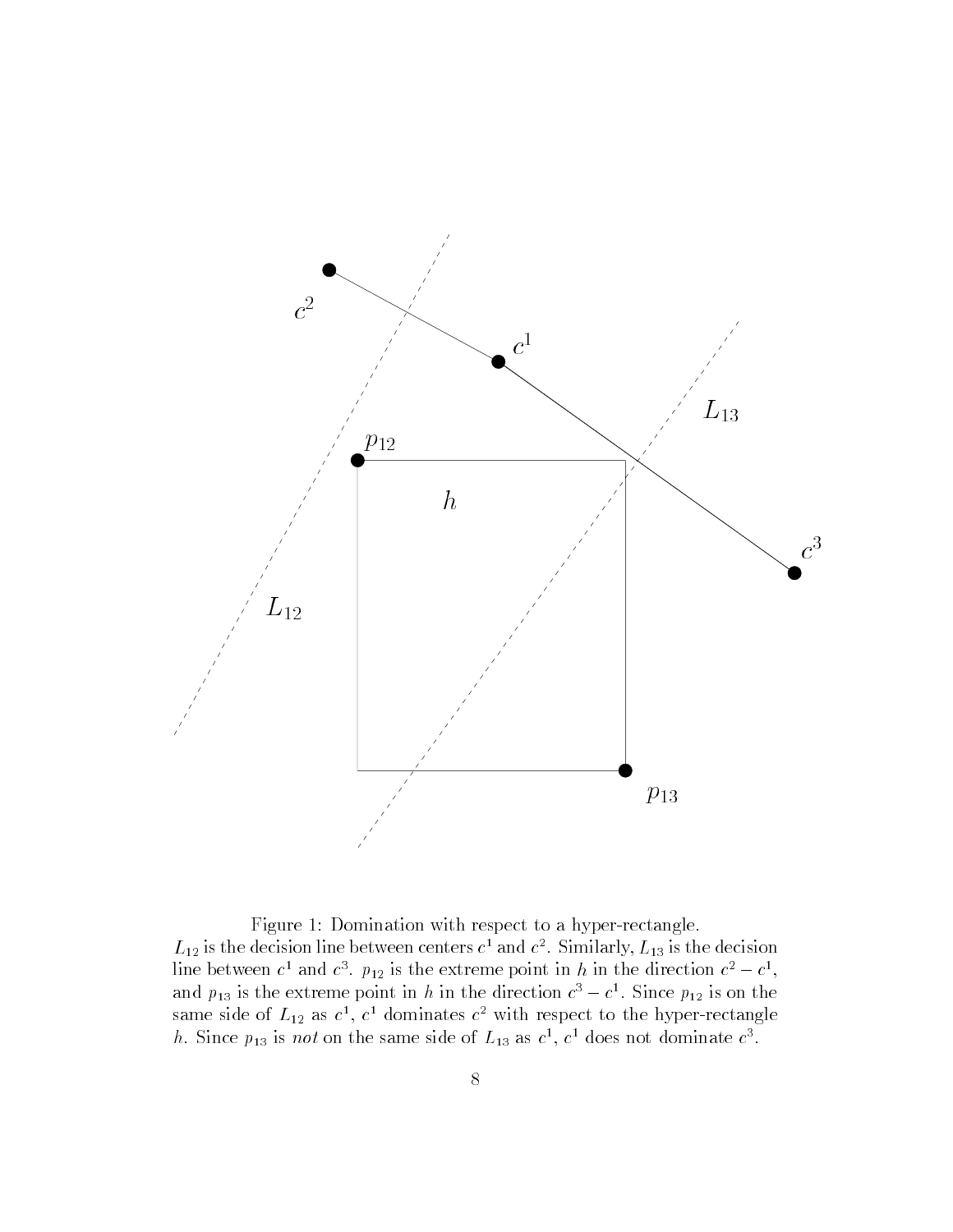Figure 1: Domination with respect to a hyper-rectangle.
$L_{12}$ is the decision line between centers $c^1$ and $c^2$. Similarly, $L_{13}$ is the decision line between $c^1$ and $c^3$. $p_{12}$ is the extreme point in $h$ in the direction $c^2 - c^1$, and $p_{13}$ is the extreme point in $h$ in the direction $c^3 - c^1$. Since $p_{12}$ is on the same side of $L_{12}$ as $c^1$, $c^1$ dominates $c^2$ with respect to the hyper-rectangle $h$. Since $p_{13}$ is *not* on the same side of $L_{13}$ as $c^1$, $c^1$ does not dominate $c^3$.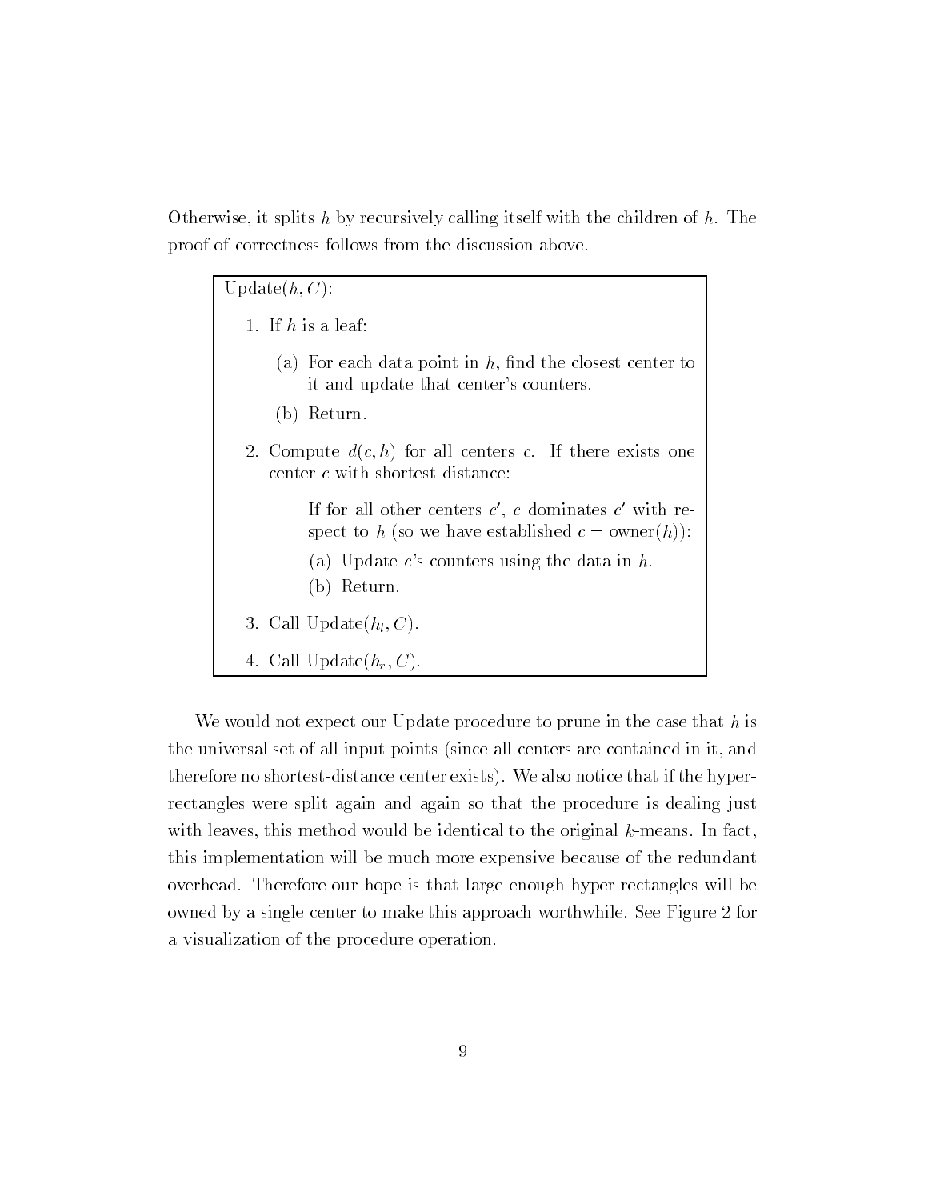Otherwise, it splits $h$ by recursively calling itself with the children of $h$. The proof of correctness follows from the discussion above.

```
Update(h, C):

1. If h is a leaf:

   (a) For each data point in h, find the closest center to
       it and update that center's counters.

   (b) Return.

2. Compute d(c, h) for all centers c. If there exists one
   center c with shortest distance:

       If for all other centers c', c dominates c' with re-
       spect to h (so we have established c = owner(h)):

       (a) Update c's counters using the data in h.

       (b) Return.

3. Call Update(h_l, C).

4. Call Update(h_r, C).
```

We would not expect our Update procedure to prune in the case that $h$ is the universal set of all input points (since all centers are contained in it, and therefore no shortest-distance center exists). We also notice that if the hyper-rectangles were split again and again so that the procedure is dealing just with leaves, this method would be identical to the original $k$-means. In fact, this implementation will be much more expensive because of the redundant overhead. Therefore our hope is that large enough hyper-rectangles will be owned by a single center to make this approach worthwhile. See Figure 2 for a visualization of the procedure operation.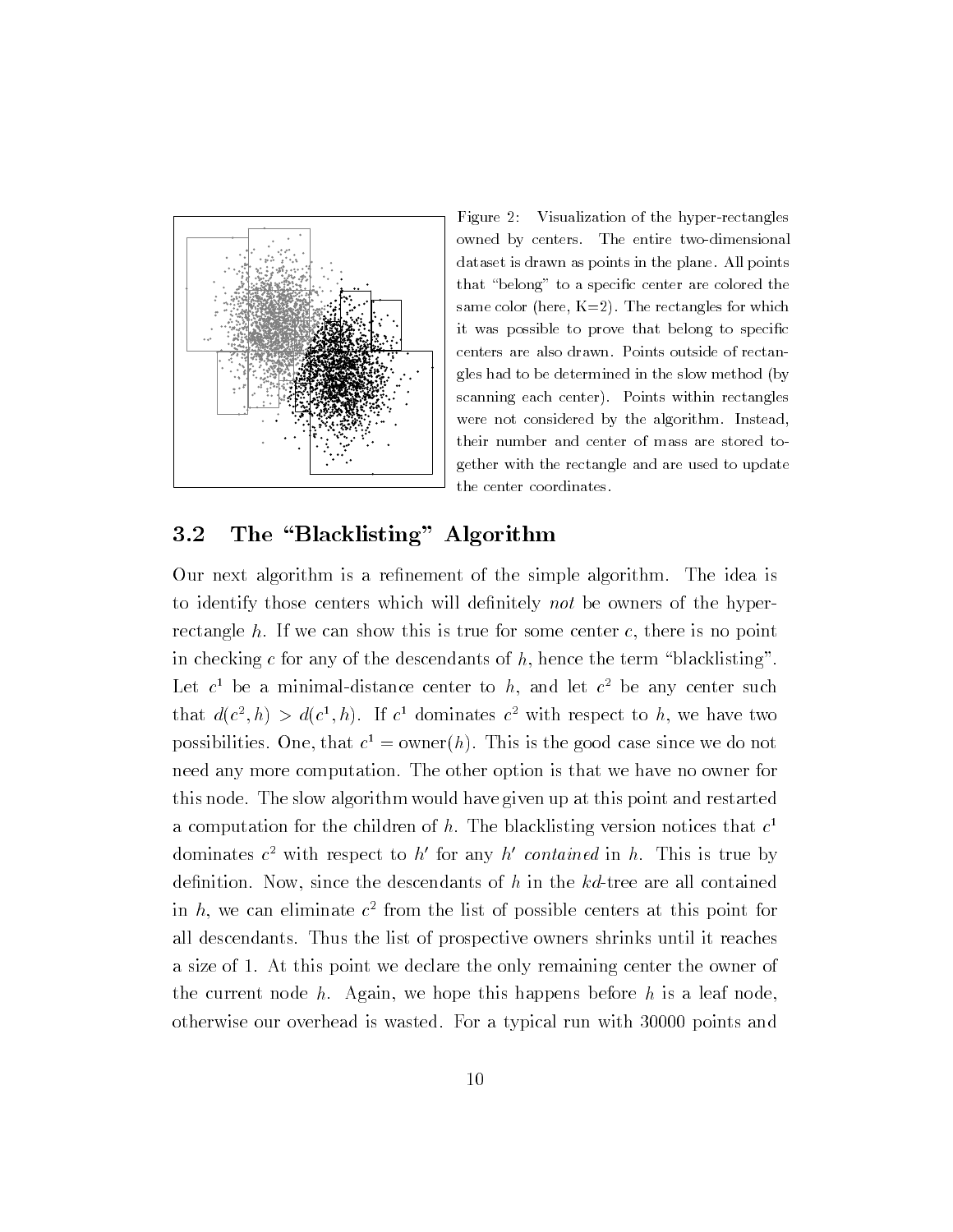Figure 2: Visualization of the hyper-rectangles owned by centers. The entire two-dimensional dataset is drawn as points in the plane. All points that "belong" to a specific center are colored the same color (here, K=2). The rectangles for which it was possible to prove that belong to specific centers are also drawn. Points outside of rectangles had to be determined in the slow method (by scanning each center). Points within rectangles were not considered by the algorithm. Instead, their number and center of mass are stored together with the rectangle and are used to update the center coordinates.

## 3.2 The "Blacklisting" Algorithm

Our next algorithm is a refinement of the simple algorithm. The idea is to identify those centers which will definitely *not* be owners of the hyper-rectangle $h$. If we can show this is true for some center $c$, there is no point in checking $c$ for any of the descendants of $h$, hence the term "blacklisting". Let $c^1$ be a minimal-distance center to $h$, and let $c^2$ be any center such that $d(c^2, h) > d(c^1, h)$. If $c^1$ dominates $c^2$ with respect to $h$, we have two possibilities. One, that $c^1 = \text{owner}(h)$. This is the good case since we do not need any more computation. The other option is that we have no owner for this node. The slow algorithm would have given up at this point and restarted a computation for the children of $h$. The blacklisting version notices that $c^1$ dominates $c^2$ with respect to $h'$ for any $h'$ *contained* in $h$. This is true by definition. Now, since the descendants of $h$ in the *kd*-tree are all contained in $h$, we can eliminate $c^2$ from the list of possible centers at this point for all descendants. Thus the list of prospective owners shrinks until it reaches a size of 1. At this point we declare the only remaining center the owner of the current node $h$. Again, we hope this happens before $h$ is a leaf node, otherwise our overhead is wasted. For a typical run with 30000 points and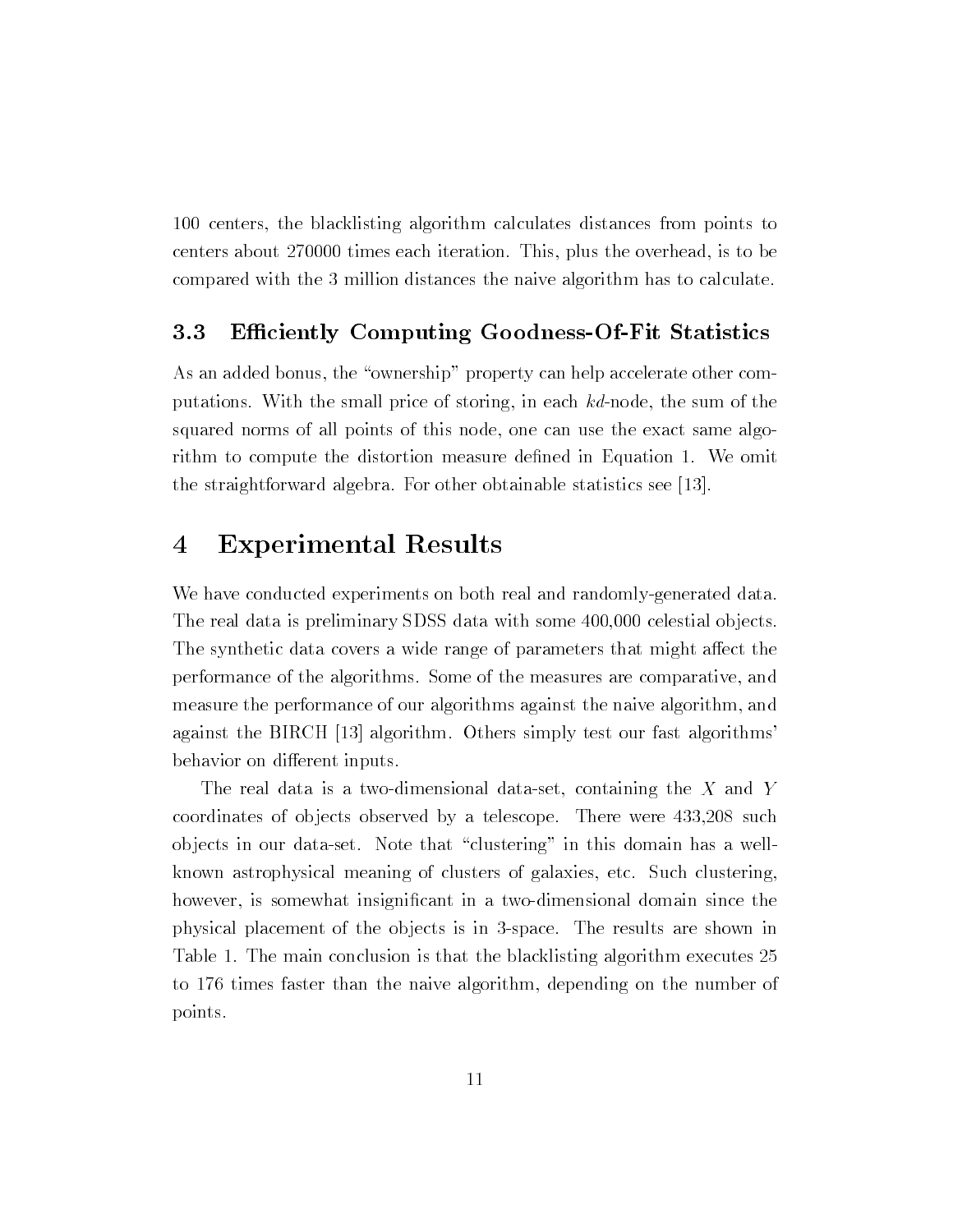100 centers, the blacklisting algorithm calculates distances from points to centers about 270000 times each iteration. This, plus the overhead, is to be compared with the 3 million distances the naive algorithm has to calculate.

### 3.3 Efficiently Computing Goodness-Of-Fit Statistics

As an added bonus, the "ownership" property can help accelerate other computations. With the small price of storing, in each *kd*-node, the sum of the squared norms of all points of this node, one can use the exact same algorithm to compute the distortion measure defined in Equation 1. We omit the straightforward algebra. For other obtainable statistics see [13].

## 4 Experimental Results

We have conducted experiments on both real and randomly-generated data. The real data is preliminary SDSS data with some 400,000 celestial objects. The synthetic data covers a wide range of parameters that might affect the performance of the algorithms. Some of the measures are comparative, and measure the performance of our algorithms against the naive algorithm, and against the BIRCH [13] algorithm. Others simply test our fast algorithms' behavior on different inputs.

The real data is a two-dimensional data-set, containing the $X$ and $Y$ coordinates of objects observed by a telescope. There were 433,208 such objects in our data-set. Note that "clustering" in this domain has a well-known astrophysical meaning of clusters of galaxies, etc. Such clustering, however, is somewhat insignificant in a two-dimensional domain since the physical placement of the objects is in 3-space. The results are shown in Table 1. The main conclusion is that the blacklisting algorithm executes 25 to 176 times faster than the naive algorithm, depending on the number of points.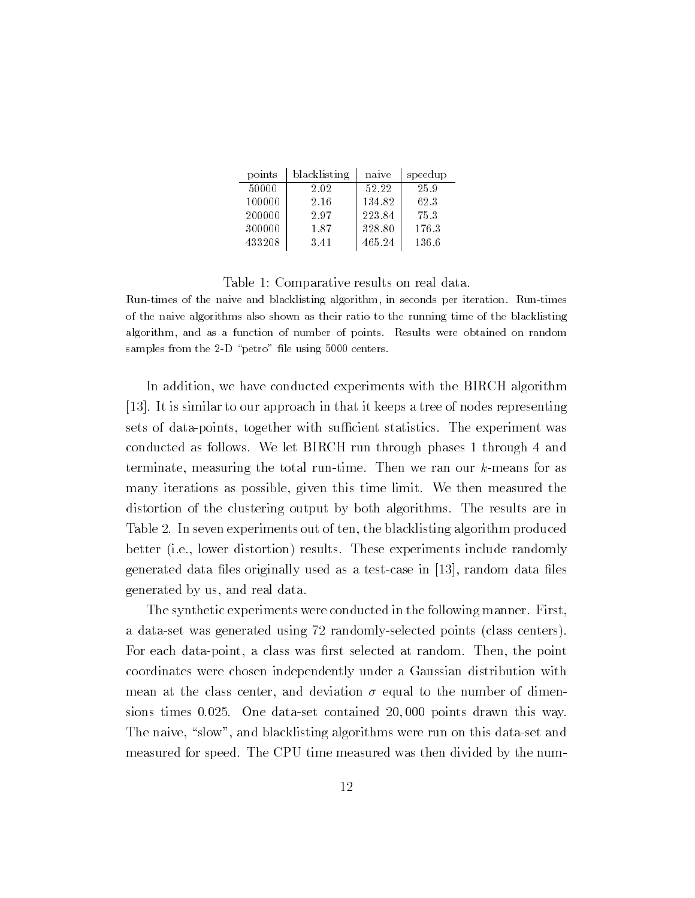| points | blacklisting | naive | speedup |
| --- | --- | --- | --- |
| 50000 | 2.02 | 52.22 | 25.9 |
| 100000 | 2.16 | 134.82 | 62.3 |
| 200000 | 2.97 | 223.84 | 75.3 |
| 300000 | 1.87 | 328.80 | 176.3 |
| 433208 | 3.41 | 465.24 | 136.6 |

Table 1: Comparative results on real data.

Run-times of the naive and blacklisting algorithm, in seconds per iteration. Run-times of the naive algorithms also shown as their ratio to the running time of the blacklisting algorithm, and as a function of number of points. Results were obtained on random samples from the 2-D "petro" file using 5000 centers.

In addition, we have conducted experiments with the BIRCH algorithm [13]. It is similar to our approach in that it keeps a tree of nodes representing sets of data-points, together with sufficient statistics. The experiment was conducted as follows. We let BIRCH run through phases 1 through 4 and terminate, measuring the total run-time. Then we ran our $k$-means for as many iterations as possible, given this time limit. We then measured the distortion of the clustering output by both algorithms. The results are in Table 2. In seven experiments out of ten, the blacklisting algorithm produced better (i.e., lower distortion) results. These experiments include randomly generated data files originally used as a test-case in [13], random data files generated by us, and real data.

The synthetic experiments were conducted in the following manner. First, a data-set was generated using 72 randomly-selected points (class centers). For each data-point, a class was first selected at random. Then, the point coordinates were chosen independently under a Gaussian distribution with mean at the class center, and deviation $\sigma$ equal to the number of dimensions times 0.025. One data-set contained $20,000$ points drawn this way. The naive, "slow", and blacklisting algorithms were run on this data-set and measured for speed. The CPU time measured was then divided by the num-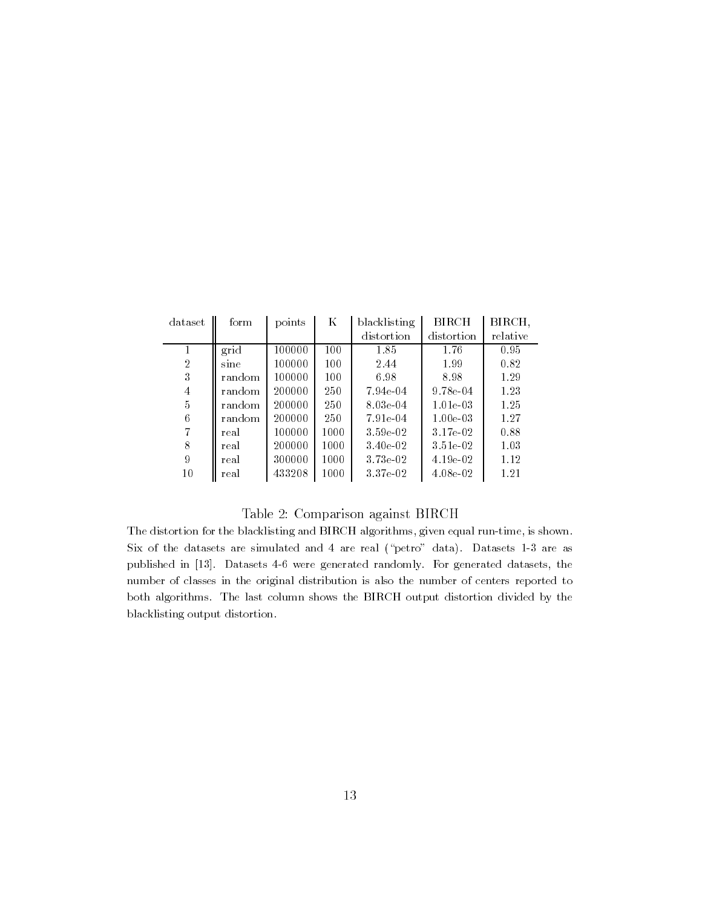| dataset | form | points | K | blacklisting distortion | BIRCH distortion | BIRCH, relative |
|---|---|---|---|---|---|---|
| 1 | grid | 100000 | 100 | 1.85 | 1.76 | 0.95 |
| 2 | sine | 100000 | 100 | 2.44 | 1.99 | 0.82 |
| 3 | random | 100000 | 100 | 6.98 | 8.98 | 1.29 |
| 4 | random | 200000 | 250 | 7.94e-04 | 9.78e-04 | 1.23 |
| 5 | random | 200000 | 250 | 8.03e-04 | 1.01e-03 | 1.25 |
| 6 | random | 200000 | 250 | 7.91e-04 | 1.00e-03 | 1.27 |
| 7 | real | 100000 | 1000 | 3.59e-02 | 3.17e-02 | 0.88 |
| 8 | real | 200000 | 1000 | 3.40e-02 | 3.51e-02 | 1.03 |
| 9 | real | 300000 | 1000 | 3.73e-02 | 4.19e-02 | 1.12 |
| 10 | real | 433208 | 1000 | 3.37e-02 | 4.08e-02 | 1.21 |

Table 2: Comparison against BIRCH

The distortion for the blacklisting and BIRCH algorithms, given equal run-time, is shown. Six of the datasets are simulated and 4 are real ("petro" data). Datasets 1-3 are as published in [13]. Datasets 4-6 were generated randomly. For generated datasets, the number of classes in the original distribution is also the number of centers reported to both algorithms. The last column shows the BIRCH output distortion divided by the blacklisting output distortion.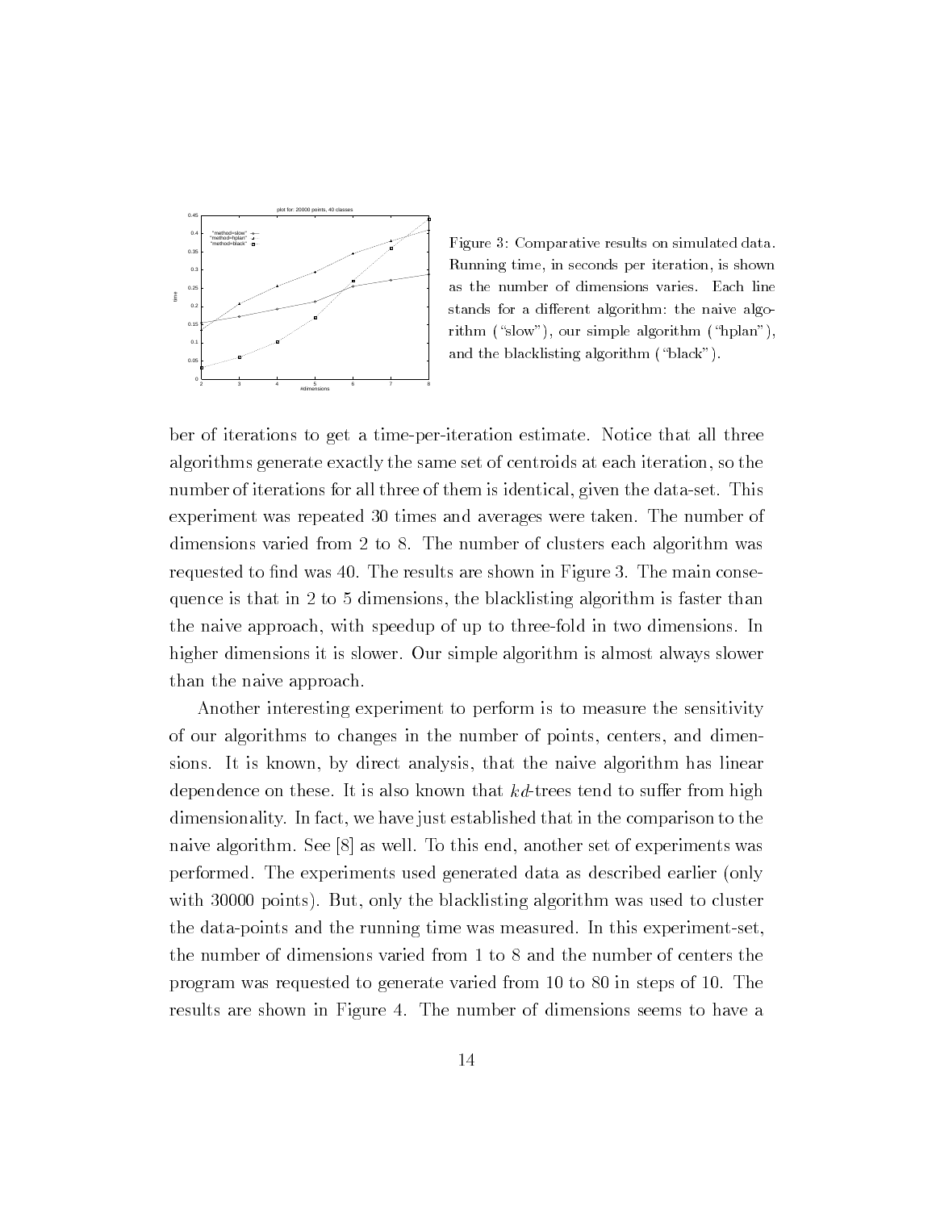Figure 3: Comparative results on simulated data. Running time, in seconds per iteration, is shown as the number of dimensions varies. Each line stands for a different algorithm: the naive algorithm ("slow"), our simple algorithm ("hplan"), and the blacklisting algorithm ("black").

ber of iterations to get a time-per-iteration estimate. Notice that all three algorithms generate exactly the same set of centroids at each iteration, so the number of iterations for all three of them is identical, given the data-set. This experiment was repeated 30 times and averages were taken. The number of dimensions varied from 2 to 8. The number of clusters each algorithm was requested to find was 40. The results are shown in Figure 3. The main consequence is that in 2 to 5 dimensions, the blacklisting algorithm is faster than the naive approach, with speedup of up to three-fold in two dimensions. In higher dimensions it is slower. Our simple algorithm is almost always slower than the naive approach.

Another interesting experiment to perform is to measure the sensitivity of our algorithms to changes in the number of points, centers, and dimensions. It is known, by direct analysis, that the naive algorithm has linear dependence on these. It is also known that *kd*-trees tend to suffer from high dimensionality. In fact, we have just established that in the comparison to the naive algorithm. See [8] as well. To this end, another set of experiments was performed. The experiments used generated data as described earlier (only with 30000 points). But, only the blacklisting algorithm was used to cluster the data-points and the running time was measured. In this experiment-set, the number of dimensions varied from 1 to 8 and the number of centers the program was requested to generate varied from 10 to 80 in steps of 10. The results are shown in Figure 4. The number of dimensions seems to have a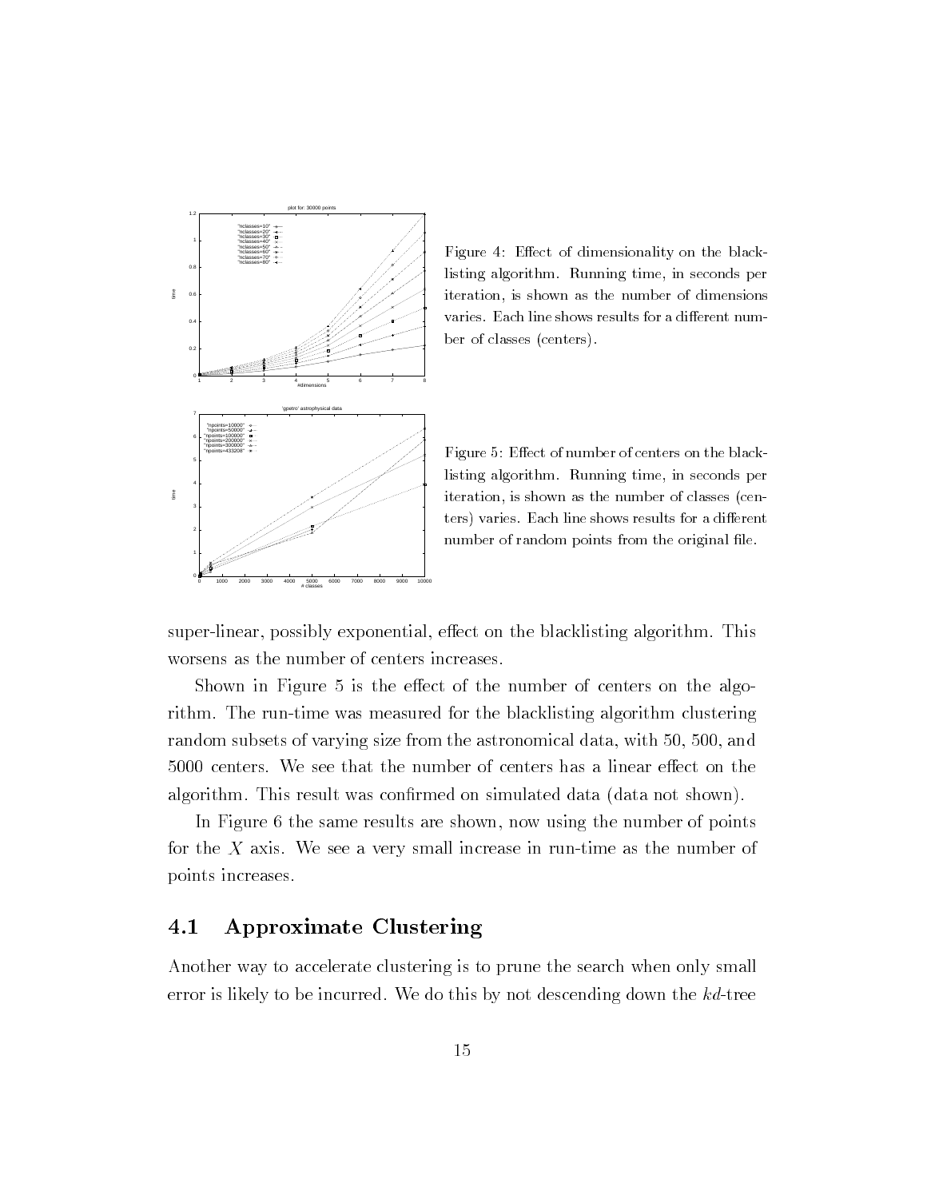Figure 4: Effect of dimensionality on the blacklisting algorithm. Running time, in seconds per iteration, is shown as the number of dimensions varies. Each line shows results for a different number of classes (centers).

Figure 5: Effect of number of centers on the blacklisting algorithm. Running time, in seconds per iteration, is shown as the number of classes (centers) varies. Each line shows results for a different number of random points from the original file.

super-linear, possibly exponential, effect on the blacklisting algorithm. This worsens as the number of centers increases.

Shown in Figure 5 is the effect of the number of centers on the algorithm. The run-time was measured for the blacklisting algorithm clustering random subsets of varying size from the astronomical data, with 50, 500, and 5000 centers. We see that the number of centers has a linear effect on the algorithm. This result was confirmed on simulated data (data not shown).

In Figure 6 the same results are shown, now using the number of points for the $X$ axis. We see a very small increase in run-time as the number of points increases.

## 4.1 Approximate Clustering

Another way to accelerate clustering is to prune the search when only small error is likely to be incurred. We do this by not descending down the *kd*-tree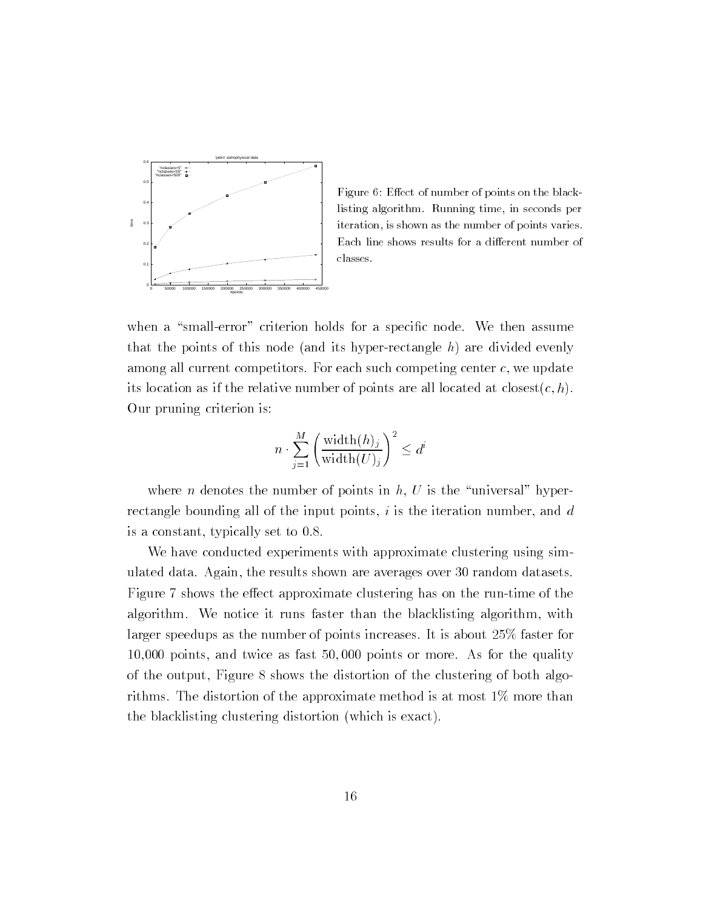Figure 6: Effect of number of points on the blacklisting algorithm. Running time, in seconds per iteration, is shown as the number of points varies. Each line shows results for a different number of classes.

when a "small-error" criterion holds for a specific node. We then assume that the points of this node (and its hyper-rectangle $h$) are divided evenly among all current competitors. For each such competing center $c$, we update its location as if the relative number of points are all located at closest$(c, h)$. Our pruning criterion is:

$$n \cdot \sum_{j=1}^{M} \left( \frac{\text{width}(h)_j}{\text{width}(U)_j} \right)^2 \leq d^i$$

where $n$ denotes the number of points in $h$, $U$ is the "universal" hyper-rectangle bounding all of the input points, $i$ is the iteration number, and $d$ is a constant, typically set to 0.8.

We have conducted experiments with approximate clustering using simulated data. Again, the results shown are averages over 30 random datasets. Figure 7 shows the effect approximate clustering has on the run-time of the algorithm. We notice it runs faster than the blacklisting algorithm, with larger speedups as the number of points increases. It is about 25% faster for 10,000 points, and twice as fast 50,000 points or more. As for the quality of the output, Figure 8 shows the distortion of the clustering of both algorithms. The distortion of the approximate method is at most 1% more than the blacklisting clustering distortion (which is exact).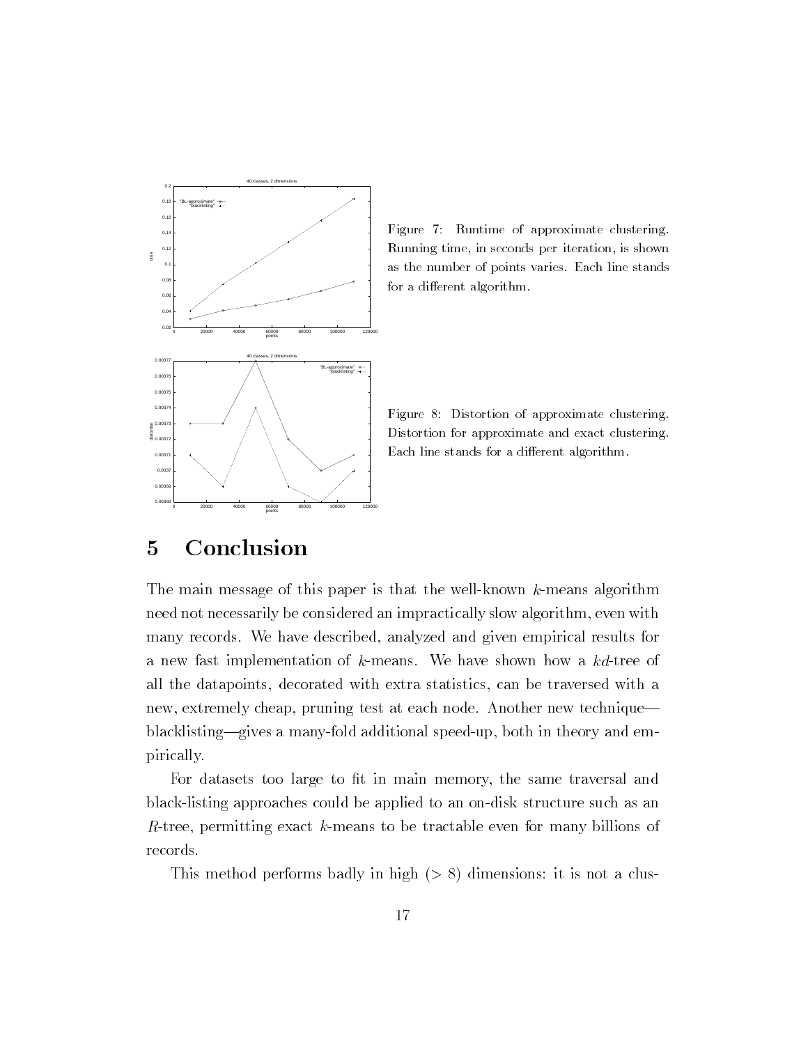Figure 7: Runtime of approximate clustering. Running time, in seconds per iteration, is shown as the number of points varies. Each line stands for a different algorithm.

Figure 8: Distortion of approximate clustering. Distortion for approximate and exact clustering. Each line stands for a different algorithm.

# 5 Conclusion

The main message of this paper is that the well-known $k$-means algorithm need not necessarily be considered an impractically slow algorithm, even with many records. We have described, analyzed and given empirical results for a new fast implementation of $k$-means. We have shown how a $kd$-tree of all the datapoints, decorated with extra statistics, can be traversed with a new, extremely cheap, pruning test at each node. Another new technique—blacklisting—gives a many-fold additional speed-up, both in theory and empirically.

For datasets too large to fit in main memory, the same traversal and black-listing approaches could be applied to an on-disk structure such as an $R$-tree, permitting exact $k$-means to be tractable even for many billions of records.

This method performs badly in high ($> 8$) dimensions: it is not a clus-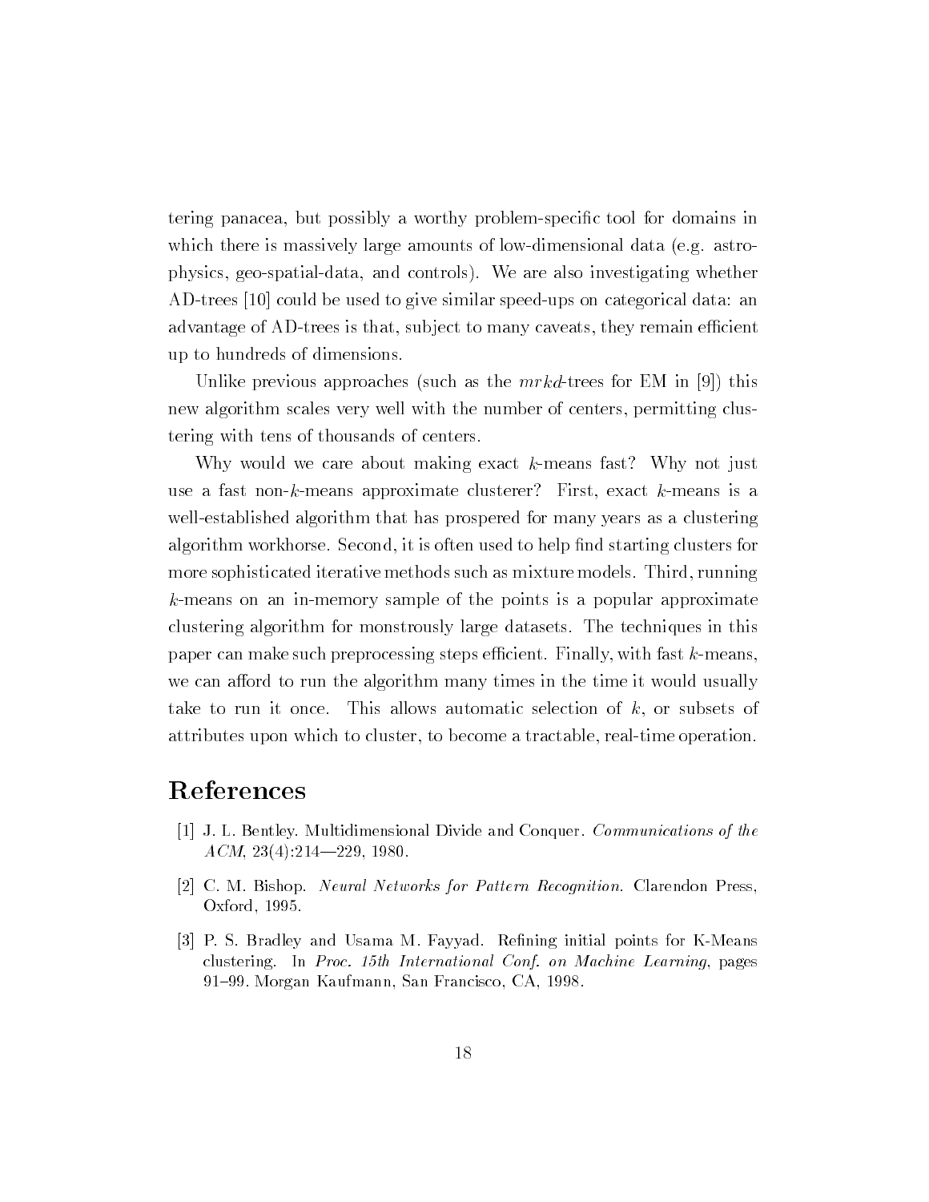tering panacea, but possibly a worthy problem-specific tool for domains in which there is massively large amounts of low-dimensional data (e.g. astrophysics, geo-spatial-data, and controls). We are also investigating whether AD-trees [10] could be used to give similar speed-ups on categorical data: an advantage of AD-trees is that, subject to many caveats, they remain efficient up to hundreds of dimensions.

Unlike previous approaches (such as the *mrkd*-trees for EM in [9]) this new algorithm scales very well with the number of centers, permitting clustering with tens of thousands of centers.

Why would we care about making exact $k$-means fast? Why not just use a fast non-$k$-means approximate clusterer? First, exact $k$-means is a well-established algorithm that has prospered for many years as a clustering algorithm workhorse. Second, it is often used to help find starting clusters for more sophisticated iterative methods such as mixture models. Third, running $k$-means on an in-memory sample of the points is a popular approximate clustering algorithm for monstrously large datasets. The techniques in this paper can make such preprocessing steps efficient. Finally, with fast $k$-means, we can afford to run the algorithm many times in the time it would usually take to run it once. This allows automatic selection of $k$, or subsets of attributes upon which to cluster, to become a tractable, real-time operation.

# References

[1] J. L. Bentley. Multidimensional Divide and Conquer. *Communications of the ACM*, 23(4):214—229, 1980.

[2] C. M. Bishop. *Neural Networks for Pattern Recognition*. Clarendon Press, Oxford, 1995.

[3] P. S. Bradley and Usama M. Fayyad. Refining initial points for K-Means clustering. In *Proc. 15th International Conf. on Machine Learning*, pages 91–99. Morgan Kaufmann, San Francisco, CA, 1998.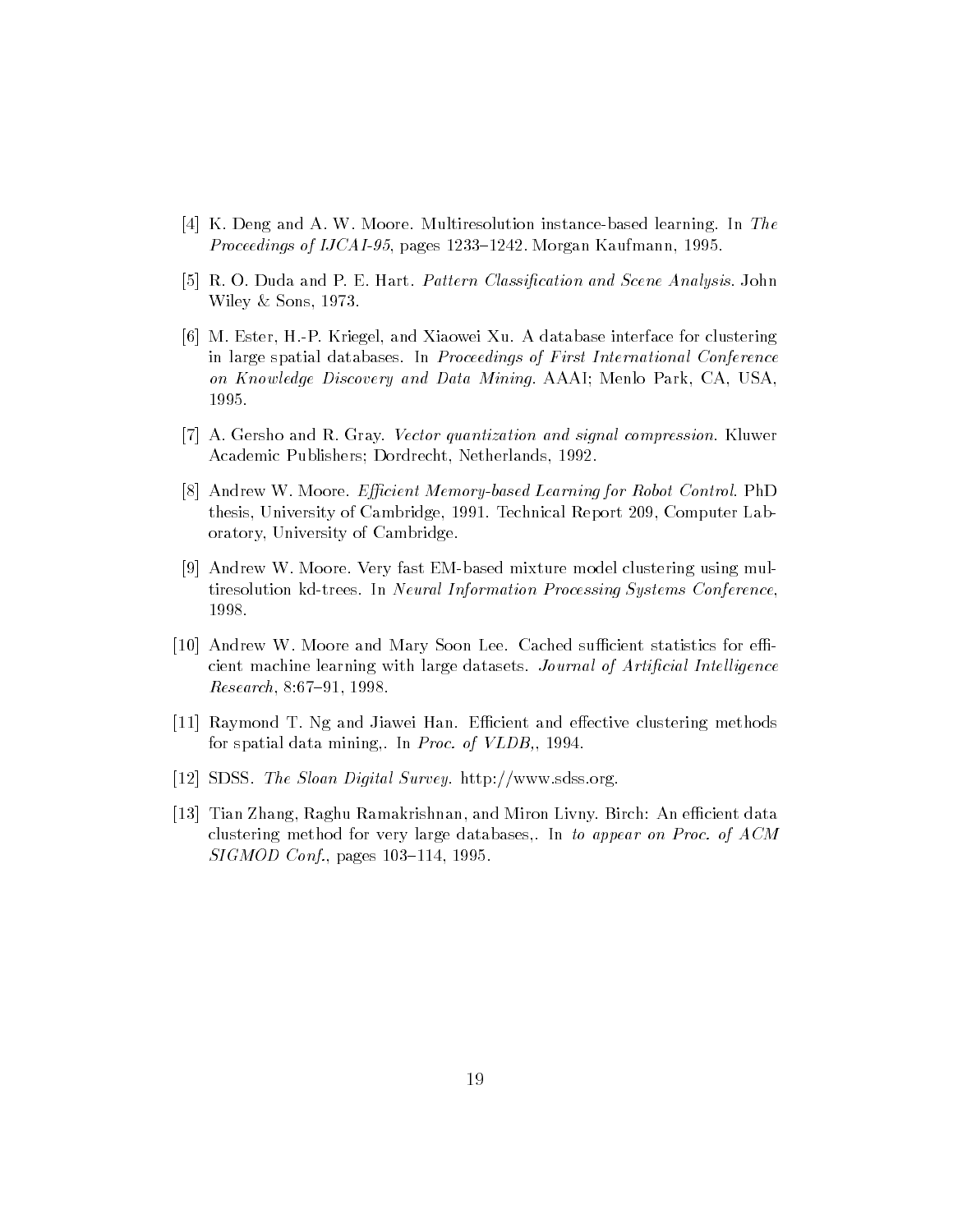[4] K. Deng and A. W. Moore. Multiresolution instance-based learning. In *The Proceedings of IJCAI-95*, pages 1233–1242. Morgan Kaufmann, 1995.

[5] R. O. Duda and P. E. Hart. *Pattern Classification and Scene Analysis*. John Wiley & Sons, 1973.

[6] M. Ester, H.-P. Kriegel, and Xiaowei Xu. A database interface for clustering in large spatial databases. In *Proceedings of First International Conference on Knowledge Discovery and Data Mining*. AAAI; Menlo Park, CA, USA, 1995.

[7] A. Gersho and R. Gray. *Vector quantization and signal compression*. Kluwer Academic Publishers; Dordrecht, Netherlands, 1992.

[8] Andrew W. Moore. *Efficient Memory-based Learning for Robot Control*. PhD thesis, University of Cambridge, 1991. Technical Report 209, Computer Laboratory, University of Cambridge.

[9] Andrew W. Moore. Very fast EM-based mixture model clustering using multiresolution kd-trees. In *Neural Information Processing Systems Conference*, 1998.

[10] Andrew W. Moore and Mary Soon Lee. Cached sufficient statistics for efficient machine learning with large datasets. *Journal of Artificial Intelligence Research*, 8:67–91, 1998.

[11] Raymond T. Ng and Jiawei Han. Efficient and effective clustering methods for spatial data mining,. In *Proc. of VLDB,*, 1994.

[12] SDSS. *The Sloan Digital Survey*. http://www.sdss.org.

[13] Tian Zhang, Raghu Ramakrishnan, and Miron Livny. Birch: An efficient data clustering method for very large databases,. In *to appear on Proc. of ACM SIGMOD Conf.*, pages 103–114, 1995.